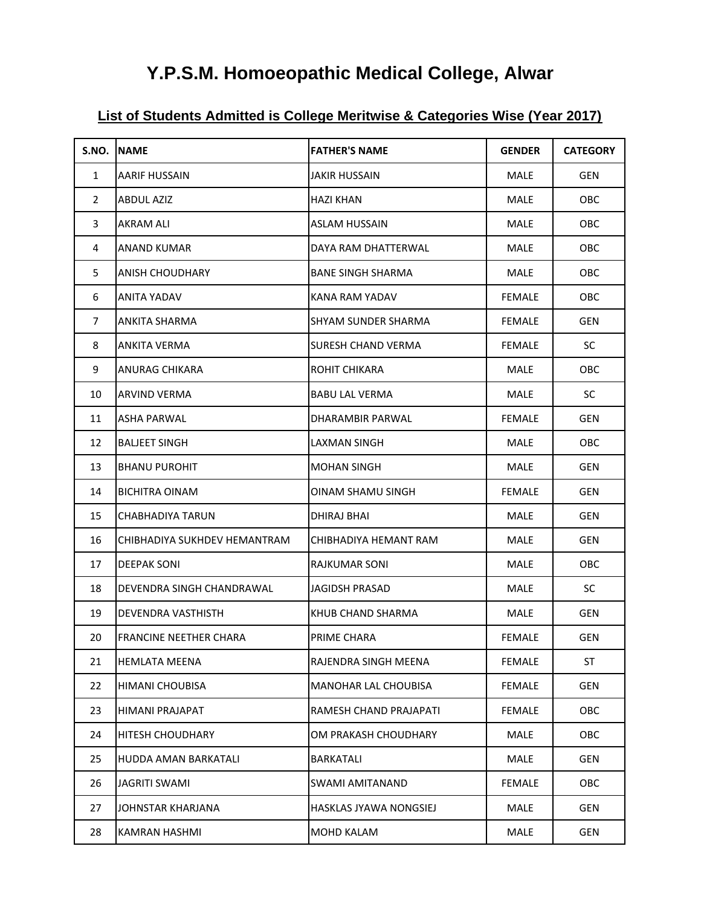# Y.P.S.M. Homoeopathic Medical College, Alwar

## List of Students Admitted is College Meritwise & Categories Wise (Year 2017)

| S.NO. | NAME | FATHER'S NAME | GENDER | CATEGORY |
|---|---|---|---|---|
| 1 | AARIF HUSSAIN | JAKIR HUSSAIN | MALE | GEN |
| 2 | ABDUL AZIZ | HAZI KHAN | MALE | OBC |
| 3 | AKRAM ALI | ASLAM HUSSAIN | MALE | OBC |
| 4 | ANAND KUMAR | DAYA RAM DHATTERWAL | MALE | OBC |
| 5 | ANISH CHOUDHARY | BANE SINGH SHARMA | MALE | OBC |
| 6 | ANITA YADAV | KANA RAM YADAV | FEMALE | OBC |
| 7 | ANKITA SHARMA | SHYAM SUNDER SHARMA | FEMALE | GEN |
| 8 | ANKITA VERMA | SURESH CHAND VERMA | FEMALE | SC |
| 9 | ANURAG CHIKARA | ROHIT CHIKARA | MALE | OBC |
| 10 | ARVIND VERMA | BABU LAL VERMA | MALE | SC |
| 11 | ASHA PARWAL | DHARAMBIR PARWAL | FEMALE | GEN |
| 12 | BALJEET SINGH | LAXMAN SINGH | MALE | OBC |
| 13 | BHANU PUROHIT | MOHAN SINGH | MALE | GEN |
| 14 | BICHITRA OINAM | OINAM SHAMU SINGH | FEMALE | GEN |
| 15 | CHABHADIYA TARUN | DHIRAJ BHAI | MALE | GEN |
| 16 | CHIBHADIYA SUKHDEV HEMANTRAM | CHIBHADIYA HEMANT RAM | MALE | GEN |
| 17 | DEEPAK SONI | RAJKUMAR SONI | MALE | OBC |
| 18 | DEVENDRA SINGH CHANDRAWAL | JAGIDSH PRASAD | MALE | SC |
| 19 | DEVENDRA VASTHISTH | KHUB CHAND SHARMA | MALE | GEN |
| 20 | FRANCINE NEETHER CHARA | PRIME CHARA | FEMALE | GEN |
| 21 | HEMLATA MEENA | RAJENDRA SINGH MEENA | FEMALE | ST |
| 22 | HIMANI CHOUBISA | MANOHAR LAL CHOUBISA | FEMALE | GEN |
| 23 | HIMANI PRAJAPAT | RAMESH CHAND PRAJAPATI | FEMALE | OBC |
| 24 | HITESH CHOUDHARY | OM PRAKASH CHOUDHARY | MALE | OBC |
| 25 | HUDDA AMAN BARKATALI | BARKATALI | MALE | GEN |
| 26 | JAGRITI SWAMI | SWAMI AMITANAND | FEMALE | OBC |
| 27 | JOHNSTAR KHARJANA | HASKLAS JYAWA NONGSIEJ | MALE | GEN |
| 28 | KAMRAN HASHMI | MOHD KALAM | MALE | GEN |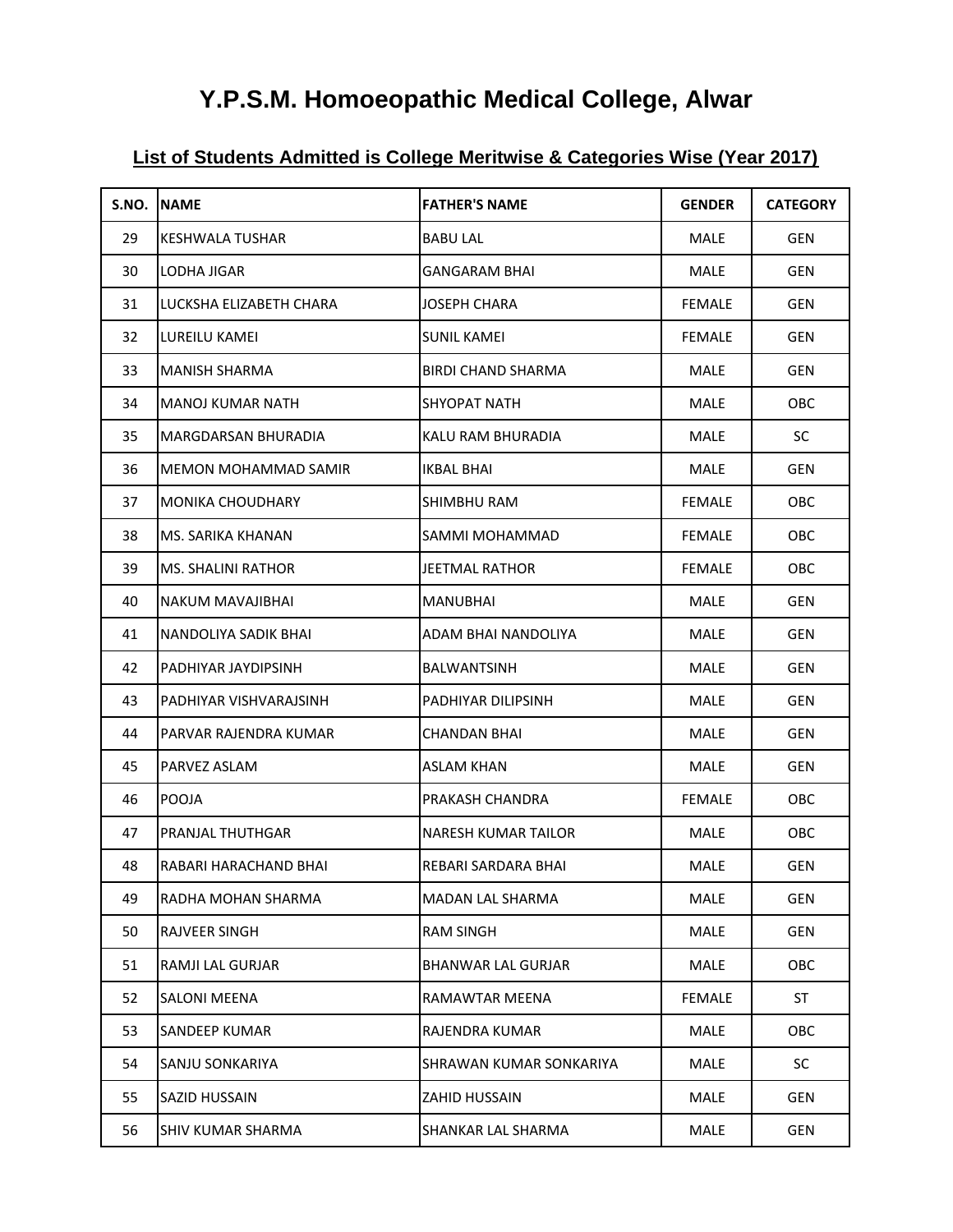# Y.P.S.M. Homoeopathic Medical College, Alwar

## List of Students Admitted is College Meritwise & Categories Wise (Year 2017)

| S.NO. | NAME | FATHER'S NAME | GENDER | CATEGORY |
|---|---|---|---|---|
| 29 | KESHWALA TUSHAR | BABU LAL | MALE | GEN |
| 30 | LODHA JIGAR | GANGARAM BHAI | MALE | GEN |
| 31 | LUCKSHA ELIZABETH CHARA | JOSEPH CHARA | FEMALE | GEN |
| 32 | LUREILU KAMEI | SUNIL KAMEI | FEMALE | GEN |
| 33 | MANISH SHARMA | BIRDI CHAND SHARMA | MALE | GEN |
| 34 | MANOJ KUMAR NATH | SHYOPAT NATH | MALE | OBC |
| 35 | MARGDARSAN BHURADIA | KALU RAM BHURADIA | MALE | SC |
| 36 | MEMON MOHAMMAD SAMIR | IKBAL BHAI | MALE | GEN |
| 37 | MONIKA CHOUDHARY | SHIMBHU RAM | FEMALE | OBC |
| 38 | MS. SARIKA KHANAN | SAMMI MOHAMMAD | FEMALE | OBC |
| 39 | MS. SHALINI RATHOR | JEETMAL RATHOR | FEMALE | OBC |
| 40 | NAKUM MAVAJIBHAI | MANUBHAI | MALE | GEN |
| 41 | NANDOLIYA SADIK BHAI | ADAM BHAI NANDOLIYA | MALE | GEN |
| 42 | PADHIYAR JAYDIPSINH | BALWANTSINH | MALE | GEN |
| 43 | PADHIYAR VISHVARAJSINH | PADHIYAR DILIPSINH | MALE | GEN |
| 44 | PARVAR RAJENDRA KUMAR | CHANDAN BHAI | MALE | GEN |
| 45 | PARVEZ ASLAM | ASLAM KHAN | MALE | GEN |
| 46 | POOJA | PRAKASH CHANDRA | FEMALE | OBC |
| 47 | PRANJAL THUTHGAR | NARESH KUMAR TAILOR | MALE | OBC |
| 48 | RABARI HARACHAND BHAI | REBARI SARDARA BHAI | MALE | GEN |
| 49 | RADHA MOHAN SHARMA | MADAN LAL SHARMA | MALE | GEN |
| 50 | RAJVEER SINGH | RAM SINGH | MALE | GEN |
| 51 | RAMJI LAL GURJAR | BHANWAR LAL GURJAR | MALE | OBC |
| 52 | SALONI MEENA | RAMAWTAR MEENA | FEMALE | ST |
| 53 | SANDEEP KUMAR | RAJENDRA KUMAR | MALE | OBC |
| 54 | SANJU SONKARIYA | SHRAWAN KUMAR SONKARIYA | MALE | SC |
| 55 | SAZID HUSSAIN | ZAHID HUSSAIN | MALE | GEN |
| 56 | SHIV KUMAR SHARMA | SHANKAR LAL SHARMA | MALE | GEN |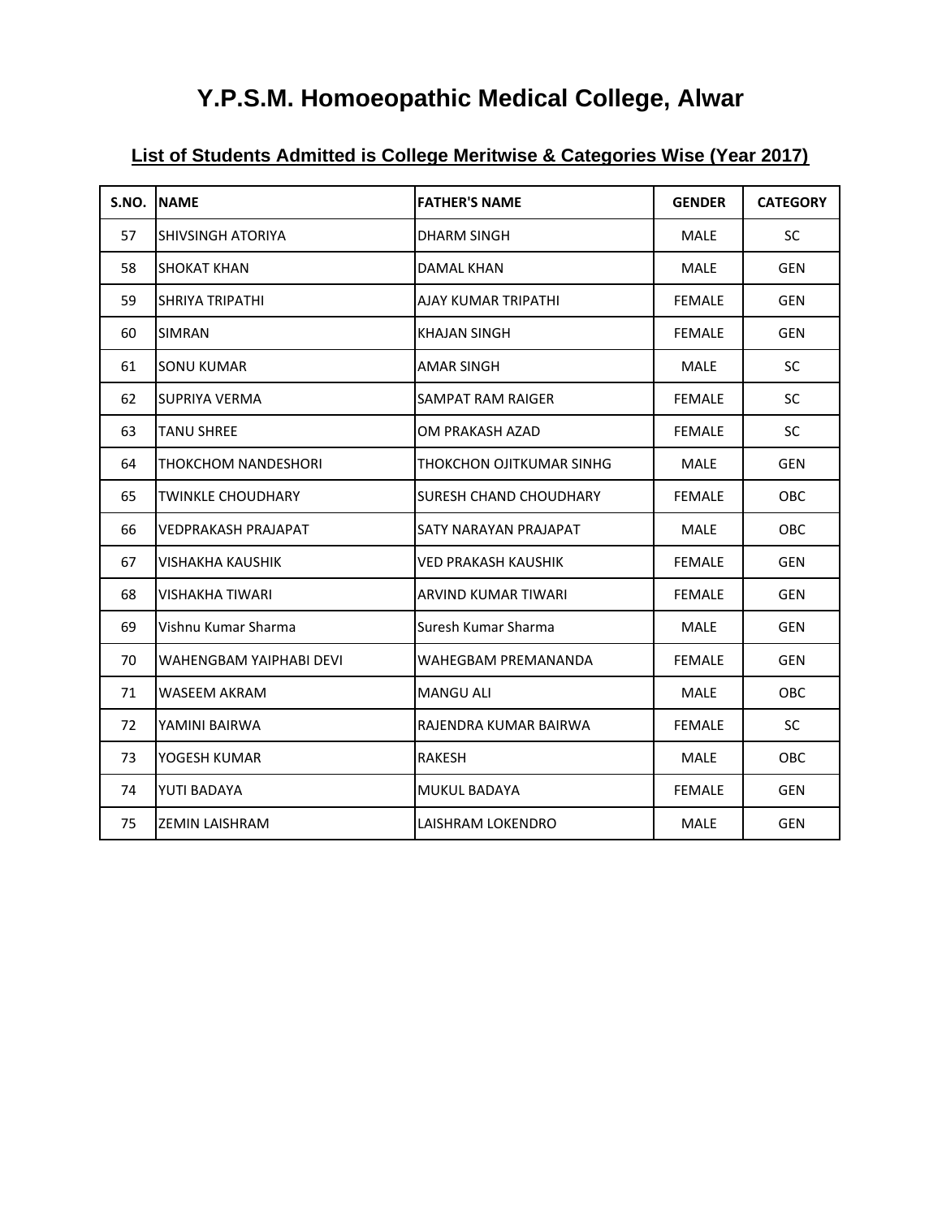# Y.P.S.M. Homoeopathic Medical College, Alwar

## List of Students Admitted is College Meritwise & Categories Wise (Year 2017)

| S.NO. | NAME | FATHER'S NAME | GENDER | CATEGORY |
|---|---|---|---|---|
| 57 | SHIVSINGH ATORIYA | DHARM SINGH | MALE | SC |
| 58 | SHOKAT KHAN | DAMAL KHAN | MALE | GEN |
| 59 | SHRIYA TRIPATHI | AJAY KUMAR TRIPATHI | FEMALE | GEN |
| 60 | SIMRAN | KHAJAN SINGH | FEMALE | GEN |
| 61 | SONU KUMAR | AMAR SINGH | MALE | SC |
| 62 | SUPRIYA VERMA | SAMPAT RAM RAIGER | FEMALE | SC |
| 63 | TANU SHREE | OM PRAKASH AZAD | FEMALE | SC |
| 64 | THOKCHOM NANDESHORI | THOKCHON OJITKUMAR SINHG | MALE | GEN |
| 65 | TWINKLE CHOUDHARY | SURESH CHAND CHOUDHARY | FEMALE | OBC |
| 66 | VEDPRAKASH PRAJAPAT | SATY NARAYAN PRAJAPAT | MALE | OBC |
| 67 | VISHAKHA KAUSHIK | VED PRAKASH KAUSHIK | FEMALE | GEN |
| 68 | VISHAKHA TIWARI | ARVIND KUMAR TIWARI | FEMALE | GEN |
| 69 | Vishnu Kumar Sharma | Suresh Kumar Sharma | MALE | GEN |
| 70 | WAHENGBAM YAIPHABI DEVI | WAHEGBAM PREMANANDA | FEMALE | GEN |
| 71 | WASEEM AKRAM | MANGU ALI | MALE | OBC |
| 72 | YAMINI BAIRWA | RAJENDRA KUMAR BAIRWA | FEMALE | SC |
| 73 | YOGESH KUMAR | RAKESH | MALE | OBC |
| 74 | YUTI BADAYA | MUKUL BADAYA | FEMALE | GEN |
| 75 | ZEMIN LAISHRAM | LAISHRAM LOKENDRO | MALE | GEN |